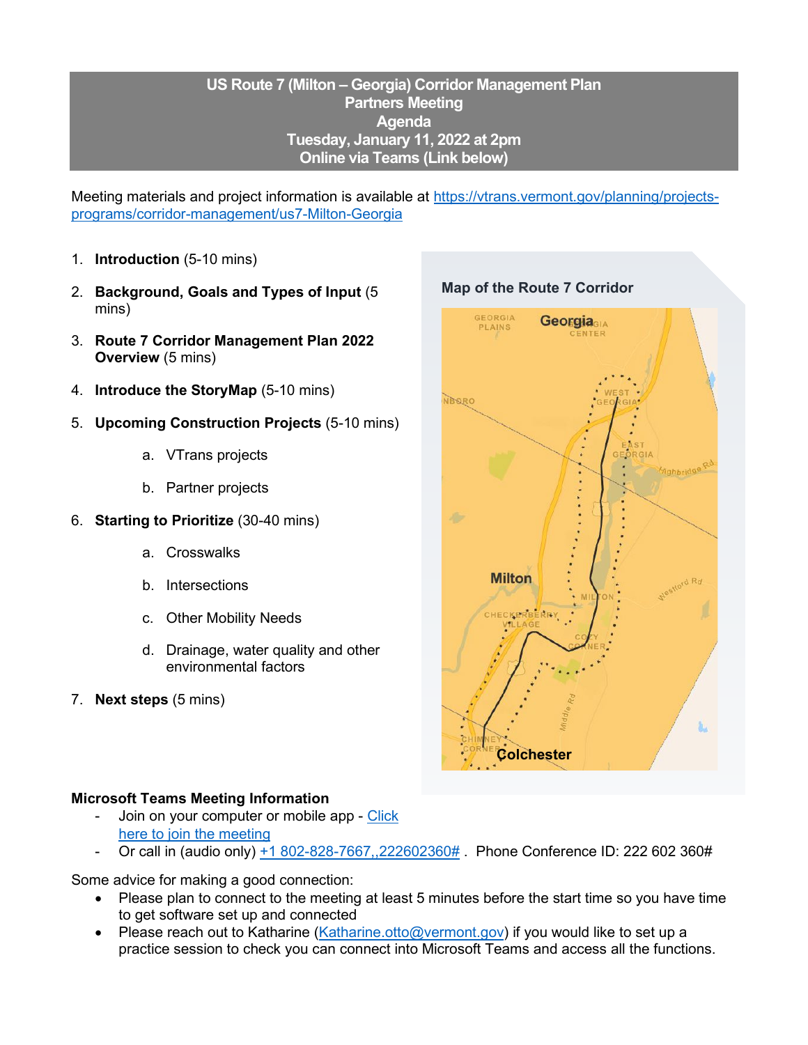# US Route 7 (Milton – Georgia) Corridor Management Plan
## Partners Meeting
## Agenda
## Tuesday, January 11, 2022 at 2pm
## Online via Teams (Link below)

Meeting materials and project information is available at [https://vtrans.vermont.gov/planning/projects-programs/corridor-management/us7-Milton-Georgia](https://vtrans.vermont.gov/planning/projects-programs/corridor-management/us7-Milton-Georgia)

1. **Introduction** (5-10 mins)
2. **Background, Goals and Types of Input** (5 mins)
3. **Route 7 Corridor Management Plan 2022 Overview** (5 mins)
4. **Introduce the StoryMap** (5-10 mins)
5. **Upcoming Construction Projects** (5-10 mins)
   a. VTrans projects
   b. Partner projects
6. **Starting to Prioritize** (30-40 mins)
   a. Crosswalks
   b. Intersections
   c. Other Mobility Needs
   d. Drainage, water quality and other environmental factors
7. **Next steps** (5 mins)

**Map of the Route 7 Corridor**

### Microsoft Teams Meeting Information

- Join on your computer or mobile app - Click here to join the meeting
- Or call in (audio only) +1 802-828-7667,,222602360# . Phone Conference ID: 222 602 360#

Some advice for making a good connection:

- Please plan to connect to the meeting at least 5 minutes before the start time so you have time to get software set up and connected
- Please reach out to Katharine (Katharine.otto@vermont.gov) if you would like to set up a practice session to check you can connect into Microsoft Teams and access all the functions.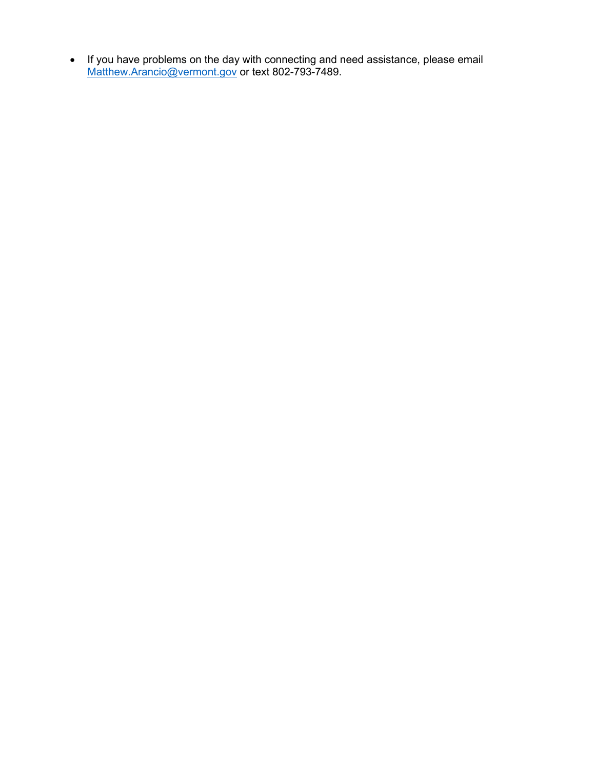- If you have problems on the day with connecting and need assistance, please email Matthew.Arancio@vermont.gov or text 802-793-7489.